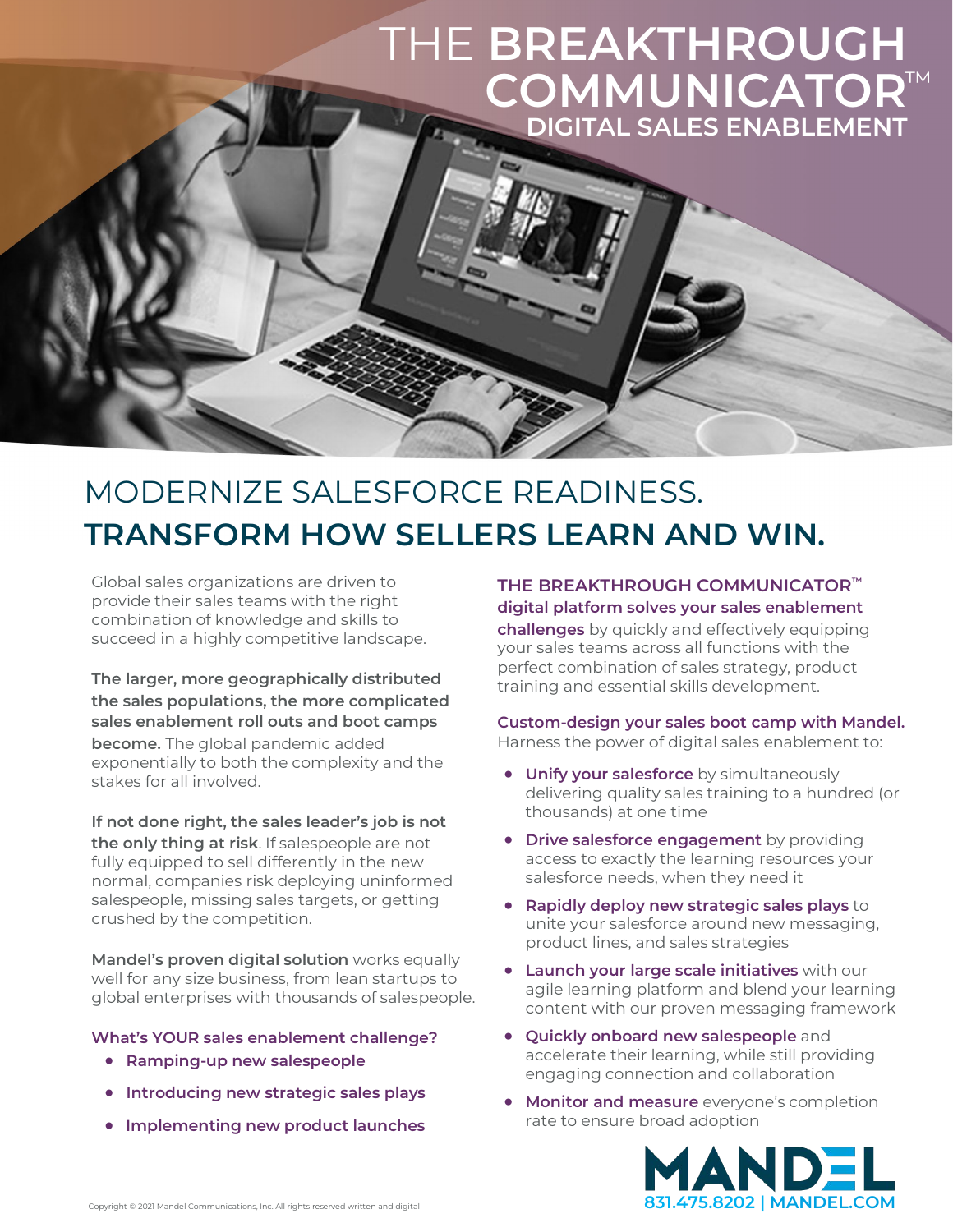# THE **BREAKTHROUGH COMMUNICATOR**™

## DIGITAL SALES ENABLEMENT

# MODERNIZE SALESFORCE READINESS. **TRANSFORM HOW SELLERS LEARN AND WIN.**

Global sales organizations are driven to provide their sales teams with the right combination of knowledge and skills to succeed in a highly competitive landscape.

**The larger, more geographically distributed the sales populations, the more complicated sales enablement roll outs and boot camps become.** The global pandemic added exponentially to both the complexity and the stakes for all involved.

**If not done right, the sales leader's job is not the only thing at risk**. If salespeople are not fully equipped to sell differently in the new normal, companies risk deploying uninformed salespeople, missing sales targets, or getting crushed by the competition.

**Mandel's proven digital solution** works equally well for any size business, from lean startups to global enterprises with thousands of salespeople.

**What's YOUR sales enablement challenge?**

- **Ramping-up new salespeople**
- **Introducing new strategic sales plays**
- **Implementing new product launches**

**THE BREAKTHROUGH COMMUNICATOR™ digital platform solves your sales enablement challenges** by quickly and effectively equipping your sales teams across all functions with the perfect combination of sales strategy, product training and essential skills development.

**Custom-design your sales boot camp with Mandel.** Harness the power of digital sales enablement to:

- **Unify your salesforce** by simultaneously delivering quality sales training to a hundred (or thousands) at one time
- **Drive salesforce engagement** by providing access to exactly the learning resources your salesforce needs, when they need it
- **Rapidly deploy new strategic sales plays** to unite your salesforce around new messaging, product lines, and sales strategies
- **Launch your large scale initiatives** with our agile learning platform and blend your learning content with our proven messaging framework
- **Quickly onboard new salespeople** and accelerate their learning, while still providing engaging connection and collaboration
- **Monitor and measure** everyone's completion rate to ensure broad adoption

**MANDEL**

831.475.8202 | MANDEL.COM

Copyright © 2021 Mandel Communications, Inc. All rights reserved written and digital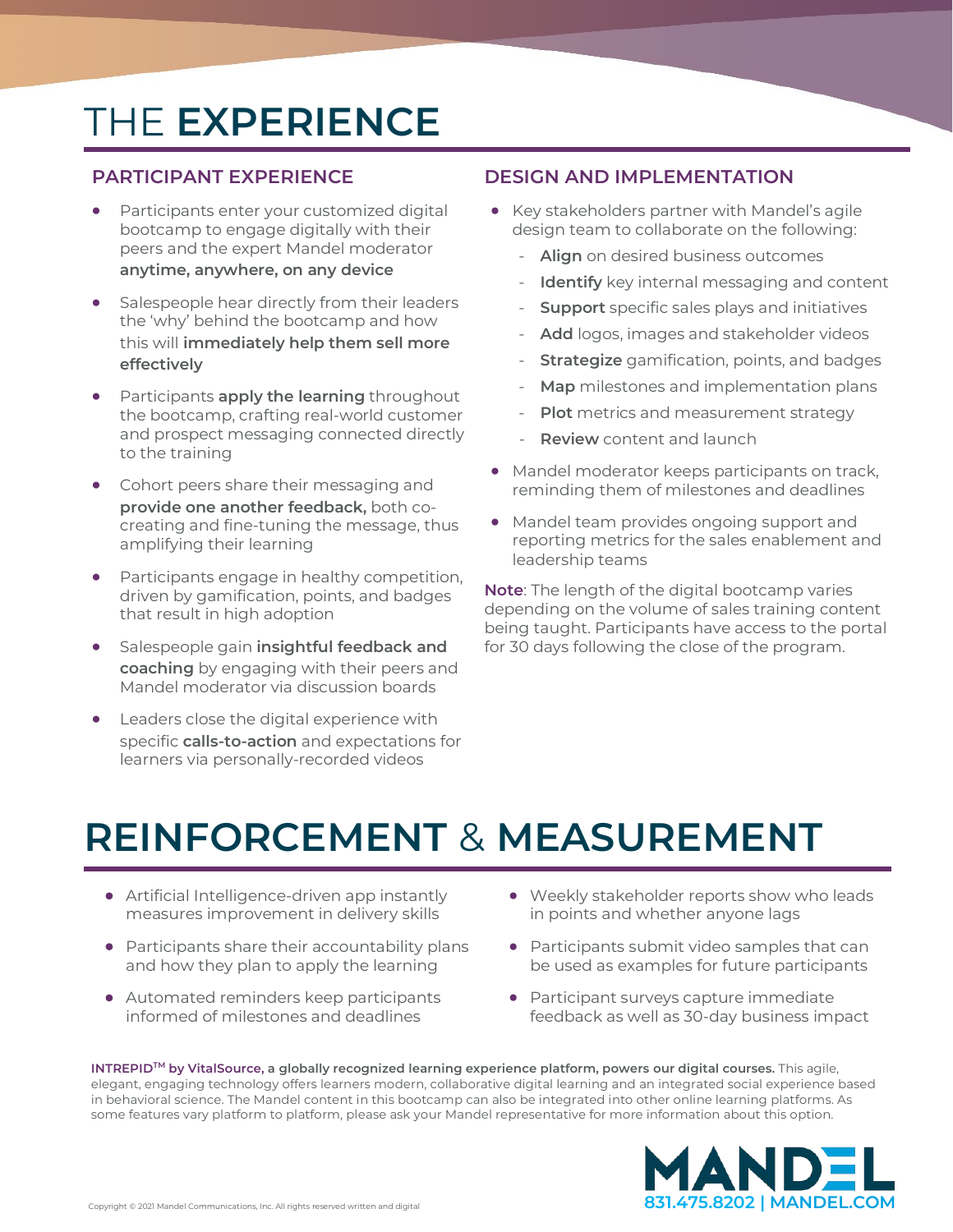# THE **EXPERIENCE**

## PARTICIPANT EXPERIENCE

- Participants enter your customized digital bootcamp to engage digitally with their peers and the expert Mandel moderator **anytime, anywhere, on any device**
- Salespeople hear directly from their leaders the 'why' behind the bootcamp and how this will **immediately help them sell more effectively**
- Participants **apply the learning** throughout the bootcamp, crafting real-world customer and prospect messaging connected directly to the training
- Cohort peers share their messaging and **provide one another feedback,** both co-creating and fine-tuning the message, thus amplifying their learning
- Participants engage in healthy competition, driven by gamification, points, and badges that result in high adoption
- Salespeople gain **insightful feedback and coaching** by engaging with their peers and Mandel moderator via discussion boards
- Leaders close the digital experience with specific **calls-to-action** and expectations for learners via personally-recorded videos

## DESIGN AND IMPLEMENTATION

- Key stakeholders partner with Mandel's agile design team to collaborate on the following:
  - **Align** on desired business outcomes
  - **Identify** key internal messaging and content
  - **Support** specific sales plays and initiatives
  - **Add** logos, images and stakeholder videos
  - **Strategize** gamification, points, and badges
  - **Map** milestones and implementation plans
  - **Plot** metrics and measurement strategy
  - **Review** content and launch
- Mandel moderator keeps participants on track, reminding them of milestones and deadlines
- Mandel team provides ongoing support and reporting metrics for the sales enablement and leadership teams

**Note**: The length of the digital bootcamp varies depending on the volume of sales training content being taught. Participants have access to the portal for 30 days following the close of the program.

# **REINFORCEMENT** & **MEASUREMENT**

- Artificial Intelligence-driven app instantly measures improvement in delivery skills
- Participants share their accountability plans and how they plan to apply the learning
- Automated reminders keep participants informed of milestones and deadlines
- Weekly stakeholder reports show who leads in points and whether anyone lags
- Participants submit video samples that can be used as examples for future participants
- Participant surveys capture immediate feedback as well as 30-day business impact

**INTREPID™ by VitalSource, a globally recognized learning experience platform, powers our digital courses.** This agile, elegant, engaging technology offers learners modern, collaborative digital learning and an integrated social experience based in behavioral science. The Mandel content in this bootcamp can also be integrated into other online learning platforms. As some features vary platform to platform, please ask your Mandel representative for more information about this option.

MANDEL
831.475.8202 | MANDEL.COM

Copyright © 2021 Mandel Communications, Inc. All rights reserved written and digital